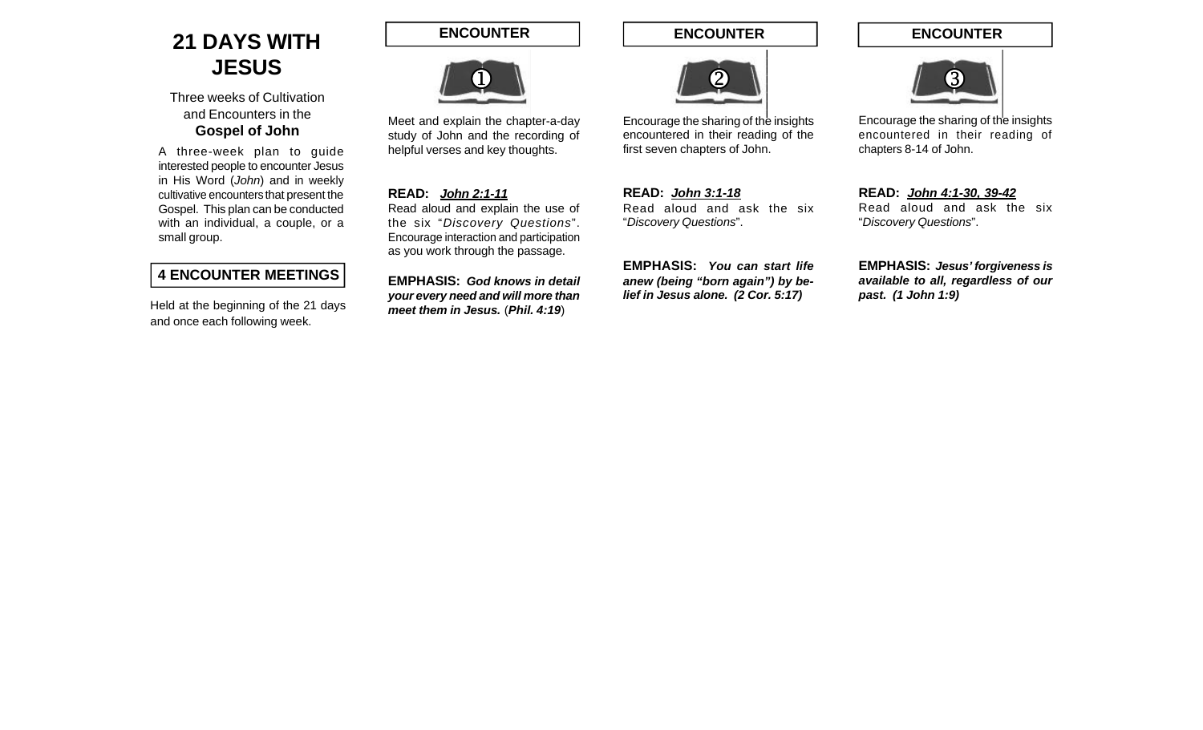# 21 DAYS WITH JESUS

Three weeks of Cultivation and Encounters in the **Gospel of John**

A three-week plan to guide interested people to encounter Jesus in His Word (*John*) and in weekly cultivative encounters that present the Gospel. This plan can be conducted with an individual, a couple, or a small group.

## 4 ENCOUNTER MEETINGS

Held at the beginning of the 21 days and once each following week.

## ENCOUNTER 1

Meet and explain the chapter-a-day study of John and the recording of helpful verses and key thoughts.

**READ:** ***John 2:1-11***

Read aloud and explain the use of the six "*Discovery Questions*". Encourage interaction and participation as you work through the passage.

**EMPHASIS:** ***God knows in detail your every need and will more than meet them in Jesus.*** (***Phil. 4:19***)

## ENCOUNTER 2

Encourage the sharing of the insights encountered in their reading of the first seven chapters of John.

**READ:** ***John 3:1-18***

Read aloud and ask the six "*Discovery Questions*".

**EMPHASIS:** ***You can start life anew (being "born again") by belief in Jesus alone. (2 Cor. 5:17)***

## ENCOUNTER 3

Encourage the sharing of the insights encountered in their reading of chapters 8-14 of John.

**READ:** ***John 4:1-30, 39-42***

Read aloud and ask the six "*Discovery Questions*".

**EMPHASIS:** ***Jesus' forgiveness is available to all, regardless of our past. (1 John 1:9)***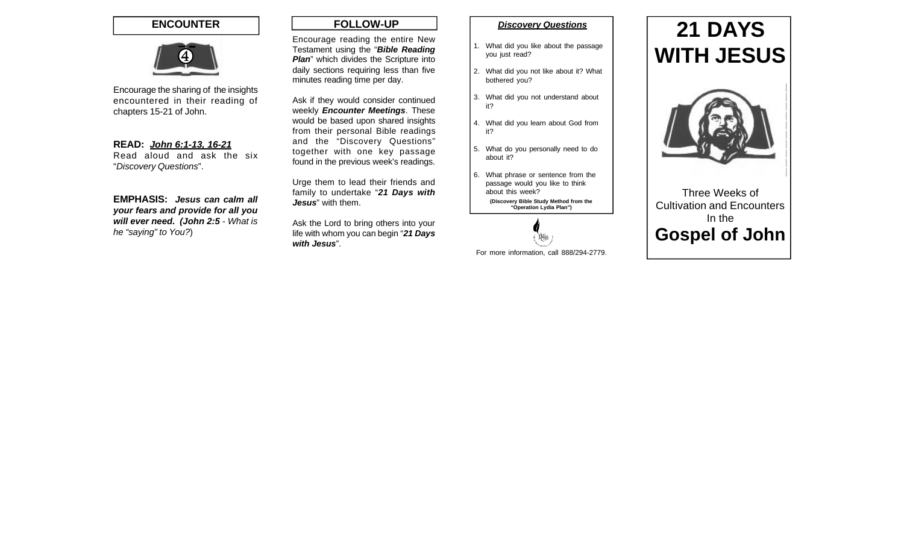## ENCOUNTER

Encourage the sharing of the insights encountered in their reading of chapters 15-21 of John.

**READ:** ***John 6:1-13, 16-21***
Read aloud and ask the six "*Discovery Questions*".

**EMPHASIS:** ***Jesus can calm all your fears and provide for all you will ever need. (John 2:5** - What is he "saying" to You?*)

## FOLLOW-UP

Encourage reading the entire New Testament using the "***Bible Reading Plan***" which divides the Scripture into daily sections requiring less than five minutes reading time per day.

Ask if they would consider continued weekly ***Encounter Meetings***. These would be based upon shared insights from their personal Bible readings and the "Discovery Questions" together with one key passage found in the previous week's readings.

Urge them to lead their friends and family to undertake "***21 Days with Jesus***" with them.

Ask the Lord to bring others into your life with whom you can begin "***21 Days with Jesus***".

## *Discovery Questions*

1. What did you like about the passage you just read?
2. What did you not like about it? What bothered you?
3. What did you not understand about it?
4. What did you learn about God from it?
5. What do you personally need to do about it?
6. What phrase or sentence from the passage would you like to think about this week?

**(Discovery Bible Study Method from the "Operation Lydia Plan")**

For more information, call 888/294-2779.

# 21 DAYS WITH JESUS

Three Weeks of Cultivation and Encounters In the

# Gospel of John